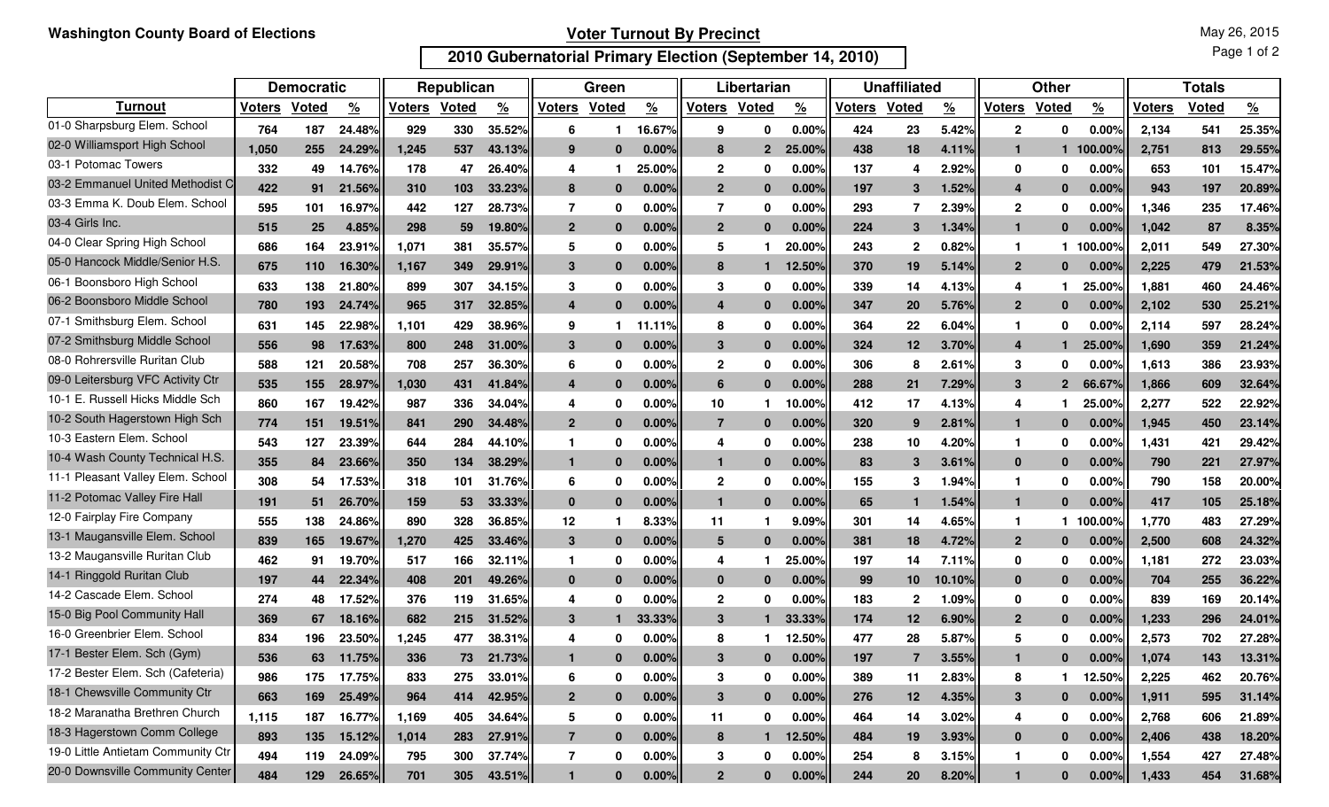Washington County Board of Elections

## Voter Turnout By Precinct

### 2010 Gubernatorial Primary Election (September 14, 2010)

May 26, 2015

| | Democratic | | | Republican | | | Green | | | Libertarian | | | Unaffiliated | | | Other | | | Totals | | |
|---|---|---|---|---|---|---|---|---|---|---|---|---|---|---|---|---|---|---|---|---|---|
| **Turnout** | **Voters** | **Voted** | **%** | **Voters** | **Voted** | **%** | **Voters** | **Voted** | **%** | **Voters** | **Voted** | **%** | **Voters** | **Voted** | **%** | **Voters** | **Voted** | **%** | **Voters** | **Voted** | **%** |
| 01-0 Sharpsburg Elem. School | 764 | 187 | 24.48% | 929 | 330 | 35.52% | 6 | 1 | 16.67% | 9 | 0 | 0.00% | 424 | 23 | 5.42% | 2 | 0 | 0.00% | 2,134 | 541 | 25.35% |
| 02-0 Williamsport High School | 1,050 | 255 | 24.29% | 1,245 | 537 | 43.13% | 9 | 0 | 0.00% | 8 | 2 | 25.00% | 438 | 18 | 4.11% | 1 | 1 | 100.00% | 2,751 | 813 | 29.55% |
| 03-1 Potomac Towers | 332 | 49 | 14.76% | 178 | 47 | 26.40% | 4 | 1 | 25.00% | 2 | 0 | 0.00% | 137 | 4 | 2.92% | 0 | 0 | 0.00% | 653 | 101 | 15.47% |
| 03-2 Emmanuel United Methodist C | 422 | 91 | 21.56% | 310 | 103 | 33.23% | 8 | 0 | 0.00% | 2 | 0 | 0.00% | 197 | 3 | 1.52% | 4 | 0 | 0.00% | 943 | 197 | 20.89% |
| 03-3 Emma K. Doub Elem. School | 595 | 101 | 16.97% | 442 | 127 | 28.73% | 7 | 0 | 0.00% | 7 | 0 | 0.00% | 293 | 7 | 2.39% | 2 | 0 | 0.00% | 1,346 | 235 | 17.46% |
| 03-4 Girls Inc. | 515 | 25 | 4.85% | 298 | 59 | 19.80% | 2 | 0 | 0.00% | 2 | 0 | 0.00% | 224 | 3 | 1.34% | 1 | 0 | 0.00% | 1,042 | 87 | 8.35% |
| 04-0 Clear Spring High School | 686 | 164 | 23.91% | 1,071 | 381 | 35.57% | 5 | 0 | 0.00% | 5 | 1 | 20.00% | 243 | 2 | 0.82% | 1 | 1 | 100.00% | 2,011 | 549 | 27.30% |
| 05-0 Hancock Middle/Senior H.S. | 675 | 110 | 16.30% | 1,167 | 349 | 29.91% | 3 | 0 | 0.00% | 8 | 1 | 12.50% | 370 | 19 | 5.14% | 2 | 0 | 0.00% | 2,225 | 479 | 21.53% |
| 06-1 Boonsboro High School | 633 | 138 | 21.80% | 899 | 307 | 34.15% | 3 | 0 | 0.00% | 3 | 0 | 0.00% | 339 | 14 | 4.13% | 4 | 1 | 25.00% | 1,881 | 460 | 24.46% |
| 06-2 Boonsboro Middle School | 780 | 193 | 24.74% | 965 | 317 | 32.85% | 4 | 0 | 0.00% | 4 | 0 | 0.00% | 347 | 20 | 5.76% | 2 | 0 | 0.00% | 2,102 | 530 | 25.21% |
| 07-1 Smithsburg Elem. School | 631 | 145 | 22.98% | 1,101 | 429 | 38.96% | 9 | 1 | 11.11% | 8 | 0 | 0.00% | 364 | 22 | 6.04% | 1 | 0 | 0.00% | 2,114 | 597 | 28.24% |
| 07-2 Smithsburg Middle School | 556 | 98 | 17.63% | 800 | 248 | 31.00% | 3 | 0 | 0.00% | 3 | 0 | 0.00% | 324 | 12 | 3.70% | 4 | 1 | 25.00% | 1,690 | 359 | 21.24% |
| 08-0 Rohrersville Ruritan Club | 588 | 121 | 20.58% | 708 | 257 | 36.30% | 6 | 0 | 0.00% | 2 | 0 | 0.00% | 306 | 8 | 2.61% | 3 | 0 | 0.00% | 1,613 | 386 | 23.93% |
| 09-0 Leitersburg VFC Activity Ctr | 535 | 155 | 28.97% | 1,030 | 431 | 41.84% | 4 | 0 | 0.00% | 6 | 0 | 0.00% | 288 | 21 | 7.29% | 3 | 2 | 66.67% | 1,866 | 609 | 32.64% |
| 10-1 E. Russell Hicks Middle Sch | 860 | 167 | 19.42% | 987 | 336 | 34.04% | 4 | 0 | 0.00% | 10 | 1 | 10.00% | 412 | 17 | 4.13% | 4 | 1 | 25.00% | 2,277 | 522 | 22.92% |
| 10-2 South Hagerstown High Sch | 774 | 151 | 19.51% | 841 | 290 | 34.48% | 2 | 0 | 0.00% | 7 | 0 | 0.00% | 320 | 9 | 2.81% | 1 | 0 | 0.00% | 1,945 | 450 | 23.14% |
| 10-3 Eastern Elem. School | 543 | 127 | 23.39% | 644 | 284 | 44.10% | 1 | 0 | 0.00% | 4 | 0 | 0.00% | 238 | 10 | 4.20% | 1 | 0 | 0.00% | 1,431 | 421 | 29.42% |
| 10-4 Wash County Technical H.S. | 355 | 84 | 23.66% | 350 | 134 | 38.29% | 1 | 0 | 0.00% | 1 | 0 | 0.00% | 83 | 3 | 3.61% | 0 | 0 | 0.00% | 790 | 221 | 27.97% |
| 11-1 Pleasant Valley Elem. School | 308 | 54 | 17.53% | 318 | 101 | 31.76% | 6 | 0 | 0.00% | 2 | 0 | 0.00% | 155 | 3 | 1.94% | 1 | 0 | 0.00% | 790 | 158 | 20.00% |
| 11-2 Potomac Valley Fire Hall | 191 | 51 | 26.70% | 159 | 53 | 33.33% | 0 | 0 | 0.00% | 1 | 0 | 0.00% | 65 | 1 | 1.54% | 1 | 0 | 0.00% | 417 | 105 | 25.18% |
| 12-0 Fairplay Fire Company | 555 | 138 | 24.86% | 890 | 328 | 36.85% | 12 | 1 | 8.33% | 11 | 1 | 9.09% | 301 | 14 | 4.65% | 1 | 1 | 100.00% | 1,770 | 483 | 27.29% |
| 13-1 Maugansville Elem. School | 839 | 165 | 19.67% | 1,270 | 425 | 33.46% | 3 | 0 | 0.00% | 5 | 0 | 0.00% | 381 | 18 | 4.72% | 2 | 0 | 0.00% | 2,500 | 608 | 24.32% |
| 13-2 Maugansville Ruritan Club | 462 | 91 | 19.70% | 517 | 166 | 32.11% | 1 | 0 | 0.00% | 4 | 1 | 25.00% | 197 | 14 | 7.11% | 0 | 0 | 0.00% | 1,181 | 272 | 23.03% |
| 14-1 Ringgold Ruritan Club | 197 | 44 | 22.34% | 408 | 201 | 49.26% | 0 | 0 | 0.00% | 0 | 0 | 0.00% | 99 | 10 | 10.10% | 0 | 0 | 0.00% | 704 | 255 | 36.22% |
| 14-2 Cascade Elem. School | 274 | 48 | 17.52% | 376 | 119 | 31.65% | 4 | 0 | 0.00% | 2 | 0 | 0.00% | 183 | 2 | 1.09% | 0 | 0 | 0.00% | 839 | 169 | 20.14% |
| 15-0 Big Pool Community Hall | 369 | 67 | 18.16% | 682 | 215 | 31.52% | 3 | 1 | 33.33% | 3 | 1 | 33.33% | 174 | 12 | 6.90% | 2 | 0 | 0.00% | 1,233 | 296 | 24.01% |
| 16-0 Greenbrier Elem. School | 834 | 196 | 23.50% | 1,245 | 477 | 38.31% | 4 | 0 | 0.00% | 8 | 1 | 12.50% | 477 | 28 | 5.87% | 5 | 0 | 0.00% | 2,573 | 702 | 27.28% |
| 17-1 Bester Elem. Sch (Gym) | 536 | 63 | 11.75% | 336 | 73 | 21.73% | 1 | 0 | 0.00% | 3 | 0 | 0.00% | 197 | 7 | 3.55% | 1 | 0 | 0.00% | 1,074 | 143 | 13.31% |
| 17-2 Bester Elem. Sch (Cafeteria) | 986 | 175 | 17.75% | 833 | 275 | 33.01% | 6 | 0 | 0.00% | 3 | 0 | 0.00% | 389 | 11 | 2.83% | 8 | 1 | 12.50% | 2,225 | 462 | 20.76% |
| 18-1 Chewsville Community Ctr | 663 | 169 | 25.49% | 964 | 414 | 42.95% | 2 | 0 | 0.00% | 3 | 0 | 0.00% | 276 | 12 | 4.35% | 3 | 0 | 0.00% | 1,911 | 595 | 31.14% |
| 18-2 Maranatha Brethren Church | 1,115 | 187 | 16.77% | 1,169 | 405 | 34.64% | 5 | 0 | 0.00% | 11 | 0 | 0.00% | 464 | 14 | 3.02% | 4 | 0 | 0.00% | 2,768 | 606 | 21.89% |
| 18-3 Hagerstown Comm College | 893 | 135 | 15.12% | 1,014 | 283 | 27.91% | 7 | 0 | 0.00% | 8 | 1 | 12.50% | 484 | 19 | 3.93% | 0 | 0 | 0.00% | 2,406 | 438 | 18.20% |
| 19-0 Little Antietam Community Ctr | 494 | 119 | 24.09% | 795 | 300 | 37.74% | 7 | 0 | 0.00% | 3 | 0 | 0.00% | 254 | 8 | 3.15% | 1 | 0 | 0.00% | 1,554 | 427 | 27.48% |
| 20-0 Downsville Community Center | 484 | 129 | 26.65% | 701 | 305 | 43.51% | 1 | 0 | 0.00% | 2 | 0 | 0.00% | 244 | 20 | 8.20% | 1 | 0 | 0.00% | 1,433 | 454 | 31.68% |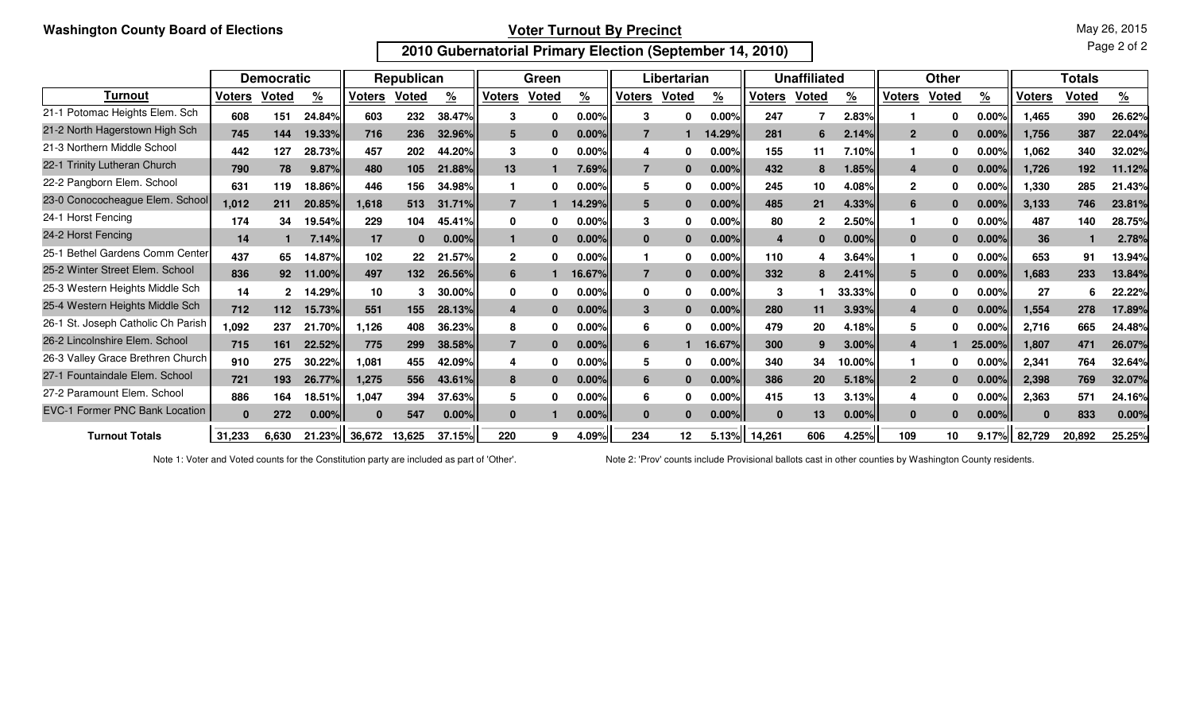**Washington County Board of Elections**

## Voter Turnout By Precinct

### 2010 Gubernatorial Primary Election (September 14, 2010)

May 26, 2015

| | Democratic | | | Republican | | | Green | | | Libertarian | | | Unaffiliated | | | Other | | | Totals | | |
|---|---|---|---|---|---|---|---|---|---|---|---|---|---|---|---|---|---|---|---|---|---|
| **Turnout** | **Voters** | **Voted** | **%** | **Voters** | **Voted** | **%** | **Voters** | **Voted** | **%** | **Voters** | **Voted** | **%** | **Voters** | **Voted** | **%** | **Voters** | **Voted** | **%** | **Voters** | **Voted** | **%** |
| 21-1 Potomac Heights Elem. Sch | 608 | 151 | 24.84% | 603 | 232 | 38.47% | 3 | 0 | 0.00% | 3 | 0 | 0.00% | 247 | 7 | 2.83% | 1 | 0 | 0.00% | 1,465 | 390 | 26.62% |
| 21-2 North Hagerstown High Sch | 745 | 144 | 19.33% | 716 | 236 | 32.96% | 5 | 0 | 0.00% | 7 | 1 | 14.29% | 281 | 6 | 2.14% | 2 | 0 | 0.00% | 1,756 | 387 | 22.04% |
| 21-3 Northern Middle School | 442 | 127 | 28.73% | 457 | 202 | 44.20% | 3 | 0 | 0.00% | 4 | 0 | 0.00% | 155 | 11 | 7.10% | 1 | 0 | 0.00% | 1,062 | 340 | 32.02% |
| 22-1 Trinity Lutheran Church | 790 | 78 | 9.87% | 480 | 105 | 21.88% | 13 | 1 | 7.69% | 7 | 0 | 0.00% | 432 | 8 | 1.85% | 4 | 0 | 0.00% | 1,726 | 192 | 11.12% |
| 22-2 Pangborn Elem. School | 631 | 119 | 18.86% | 446 | 156 | 34.98% | 1 | 0 | 0.00% | 5 | 0 | 0.00% | 245 | 10 | 4.08% | 2 | 0 | 0.00% | 1,330 | 285 | 21.43% |
| 23-0 Conococheague Elem. School | 1,012 | 211 | 20.85% | 1,618 | 513 | 31.71% | 7 | 1 | 14.29% | 5 | 0 | 0.00% | 485 | 21 | 4.33% | 6 | 0 | 0.00% | 3,133 | 746 | 23.81% |
| 24-1 Horst Fencing | 174 | 34 | 19.54% | 229 | 104 | 45.41% | 0 | 0 | 0.00% | 3 | 0 | 0.00% | 80 | 2 | 2.50% | 1 | 0 | 0.00% | 487 | 140 | 28.75% |
| 24-2 Horst Fencing | 14 | 1 | 7.14% | 17 | 0 | 0.00% | 1 | 0 | 0.00% | 0 | 0 | 0.00% | 4 | 0 | 0.00% | 0 | 0 | 0.00% | 36 | 1 | 2.78% |
| 25-1 Bethel Gardens Comm Center | 437 | 65 | 14.87% | 102 | 22 | 21.57% | 2 | 0 | 0.00% | 1 | 0 | 0.00% | 110 | 4 | 3.64% | 1 | 0 | 0.00% | 653 | 91 | 13.94% |
| 25-2 Winter Street Elem. School | 836 | 92 | 11.00% | 497 | 132 | 26.56% | 6 | 1 | 16.67% | 7 | 0 | 0.00% | 332 | 8 | 2.41% | 5 | 0 | 0.00% | 1,683 | 233 | 13.84% |
| 25-3 Western Heights Middle Sch | 14 | 2 | 14.29% | 10 | 3 | 30.00% | 0 | 0 | 0.00% | 0 | 0 | 0.00% | 3 | 1 | 33.33% | 0 | 0 | 0.00% | 27 | 6 | 22.22% |
| 25-4 Western Heights Middle Sch | 712 | 112 | 15.73% | 551 | 155 | 28.13% | 4 | 0 | 0.00% | 3 | 0 | 0.00% | 280 | 11 | 3.93% | 4 | 0 | 0.00% | 1,554 | 278 | 17.89% |
| 26-1 St. Joseph Catholic Ch Parish | 1,092 | 237 | 21.70% | 1,126 | 408 | 36.23% | 8 | 0 | 0.00% | 6 | 0 | 0.00% | 479 | 20 | 4.18% | 5 | 0 | 0.00% | 2,716 | 665 | 24.48% |
| 26-2 Lincolnshire Elem. School | 715 | 161 | 22.52% | 775 | 299 | 38.58% | 7 | 0 | 0.00% | 6 | 1 | 16.67% | 300 | 9 | 3.00% | 4 | 1 | 25.00% | 1,807 | 471 | 26.07% |
| 26-3 Valley Grace Brethren Church | 910 | 275 | 30.22% | 1,081 | 455 | 42.09% | 4 | 0 | 0.00% | 5 | 0 | 0.00% | 340 | 34 | 10.00% | 1 | 0 | 0.00% | 2,341 | 764 | 32.64% |
| 27-1 Fountaindale Elem. School | 721 | 193 | 26.77% | 1,275 | 556 | 43.61% | 8 | 0 | 0.00% | 6 | 0 | 0.00% | 386 | 20 | 5.18% | 2 | 0 | 0.00% | 2,398 | 769 | 32.07% |
| 27-2 Paramount Elem. School | 886 | 164 | 18.51% | 1,047 | 394 | 37.63% | 5 | 0 | 0.00% | 6 | 0 | 0.00% | 415 | 13 | 3.13% | 4 | 0 | 0.00% | 2,363 | 571 | 24.16% |
| EVC-1 Former PNC Bank Location | 0 | 272 | 0.00% | 0 | 547 | 0.00% | 0 | 1 | 0.00% | 0 | 0 | 0.00% | 0 | 13 | 0.00% | 0 | 0 | 0.00% | 0 | 833 | 0.00% |
| **Turnout Totals** | 31,233 | 6,630 | 21.23% | 36,672 | 13,625 | 37.15% | 220 | 9 | 4.09% | 234 | 12 | 5.13% | 14,261 | 606 | 4.25% | 109 | 10 | 9.17% | 82,729 | 20,892 | 25.25% |

Note 1: Voter and Voted counts for the Constitution party are included as part of 'Other'.

Note 2: 'Prov' counts include Provisional ballots cast in other counties by Washington County residents.